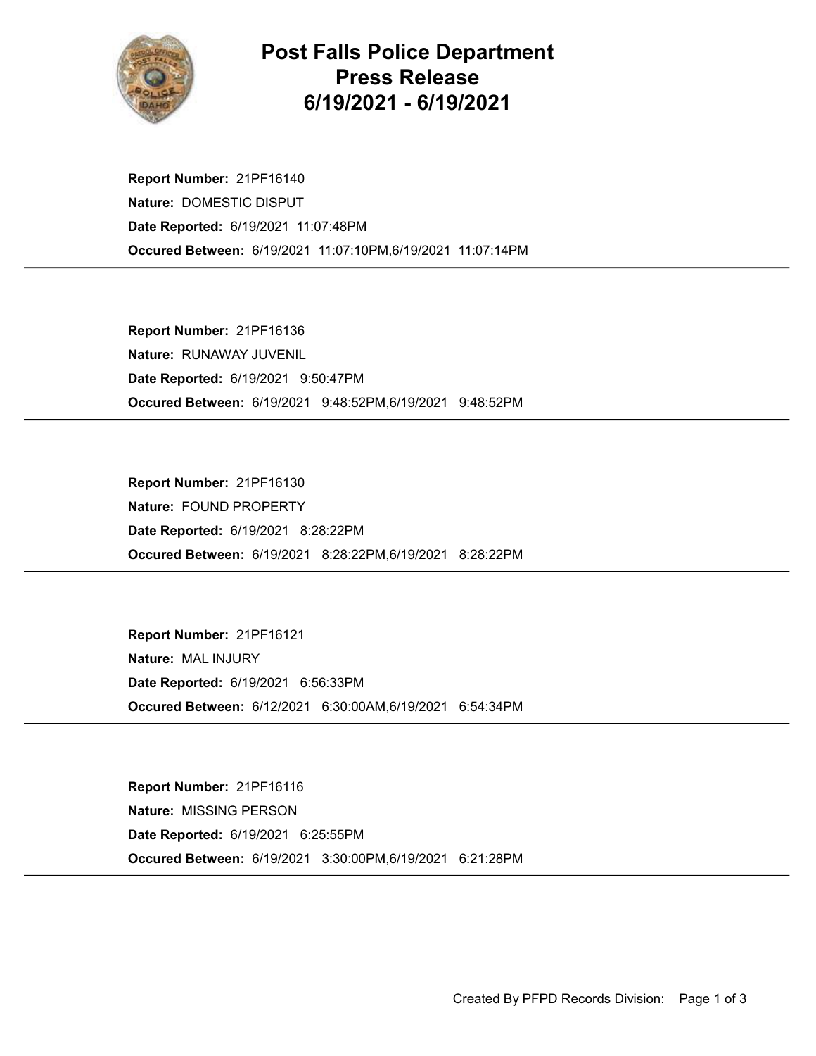# Post Falls Police Department
# Press Release
# 6/19/2021 - 6/19/2021

**Report Number:** 21PF16140
**Nature:** DOMESTIC DISPUT
**Date Reported:** 6/19/2021 11:07:48PM
**Occured Between:** 6/19/2021 11:07:10PM,6/19/2021 11:07:14PM

---

**Report Number:** 21PF16136
**Nature:** RUNAWAY JUVENIL
**Date Reported:** 6/19/2021 9:50:47PM
**Occured Between:** 6/19/2021 9:48:52PM,6/19/2021 9:48:52PM

---

**Report Number:** 21PF16130
**Nature:** FOUND PROPERTY
**Date Reported:** 6/19/2021 8:28:22PM
**Occured Between:** 6/19/2021 8:28:22PM,6/19/2021 8:28:22PM

---

**Report Number:** 21PF16121
**Nature:** MAL INJURY
**Date Reported:** 6/19/2021 6:56:33PM
**Occured Between:** 6/12/2021 6:30:00AM,6/19/2021 6:54:34PM

---

**Report Number:** 21PF16116
**Nature:** MISSING PERSON
**Date Reported:** 6/19/2021 6:25:55PM
**Occured Between:** 6/19/2021 3:30:00PM,6/19/2021 6:21:28PM

---

Created By PFPD Records Division: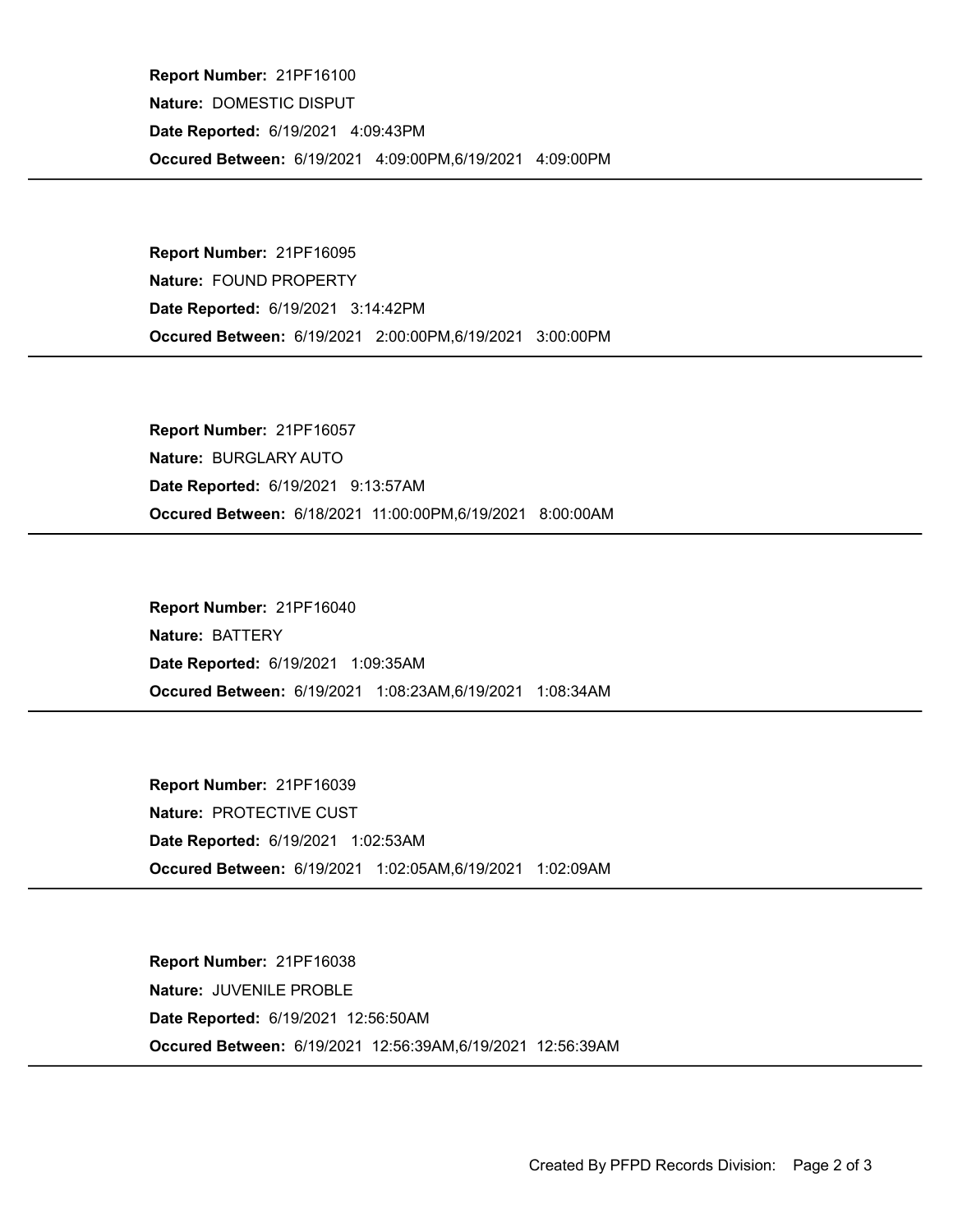**Report Number:** 21PF16100
**Nature:** DOMESTIC DISPUT
**Date Reported:** 6/19/2021 4:09:43PM
**Occured Between:** 6/19/2021 4:09:00PM,6/19/2021 4:09:00PM

---

**Report Number:** 21PF16095
**Nature:** FOUND PROPERTY
**Date Reported:** 6/19/2021 3:14:42PM
**Occured Between:** 6/19/2021 2:00:00PM,6/19/2021 3:00:00PM

---

**Report Number:** 21PF16057
**Nature:** BURGLARY AUTO
**Date Reported:** 6/19/2021 9:13:57AM
**Occured Between:** 6/18/2021 11:00:00PM,6/19/2021 8:00:00AM

---

**Report Number:** 21PF16040
**Nature:** BATTERY
**Date Reported:** 6/19/2021 1:09:35AM
**Occured Between:** 6/19/2021 1:08:23AM,6/19/2021 1:08:34AM

---

**Report Number:** 21PF16039
**Nature:** PROTECTIVE CUST
**Date Reported:** 6/19/2021 1:02:53AM
**Occured Between:** 6/19/2021 1:02:05AM,6/19/2021 1:02:09AM

---

**Report Number:** 21PF16038
**Nature:** JUVENILE PROBLE
**Date Reported:** 6/19/2021 12:56:50AM
**Occured Between:** 6/19/2021 12:56:39AM,6/19/2021 12:56:39AM

---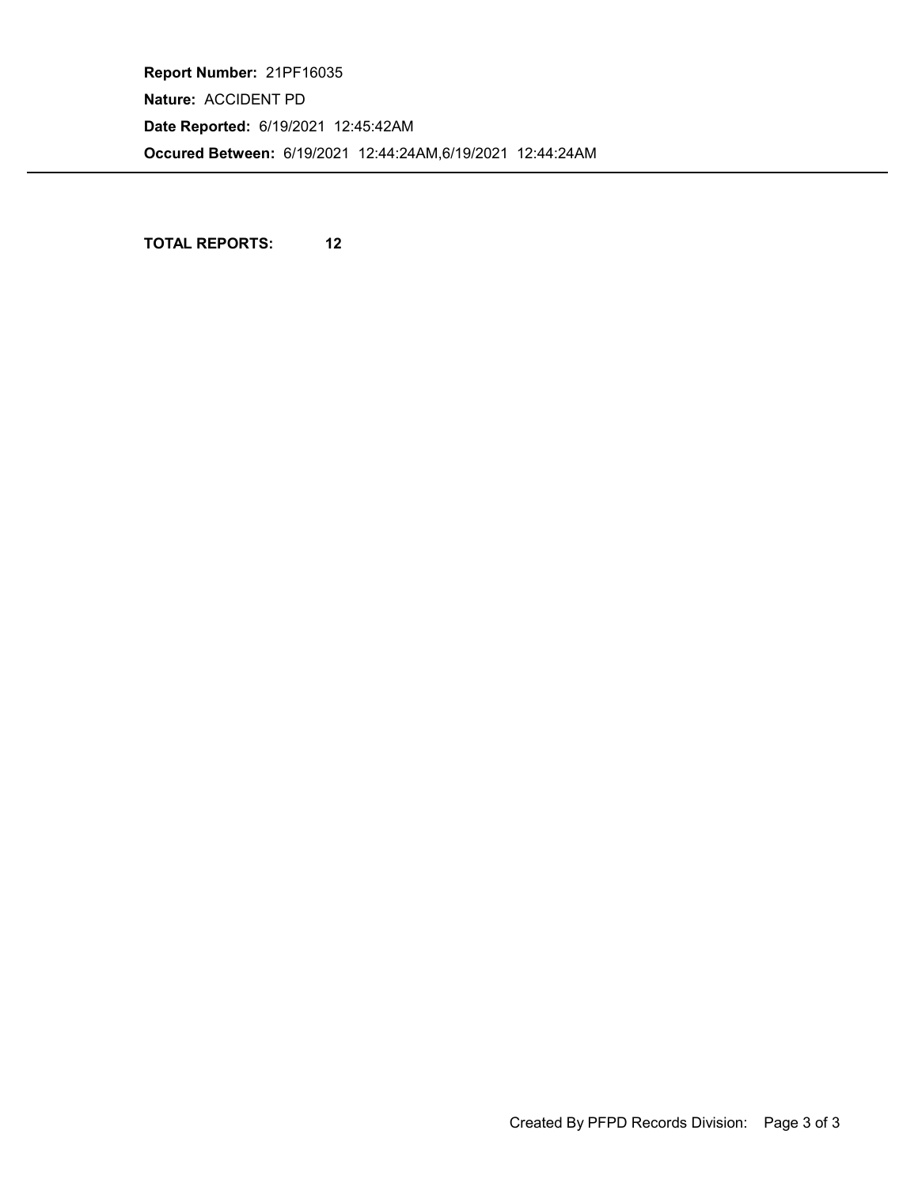**Report Number:** 21PF16035

**Nature:** ACCIDENT PD

**Date Reported:** 6/19/2021 12:45:42AM

**Occured Between:** 6/19/2021 12:44:24AM,6/19/2021 12:44:24AM

---

**TOTAL REPORTS: 12**